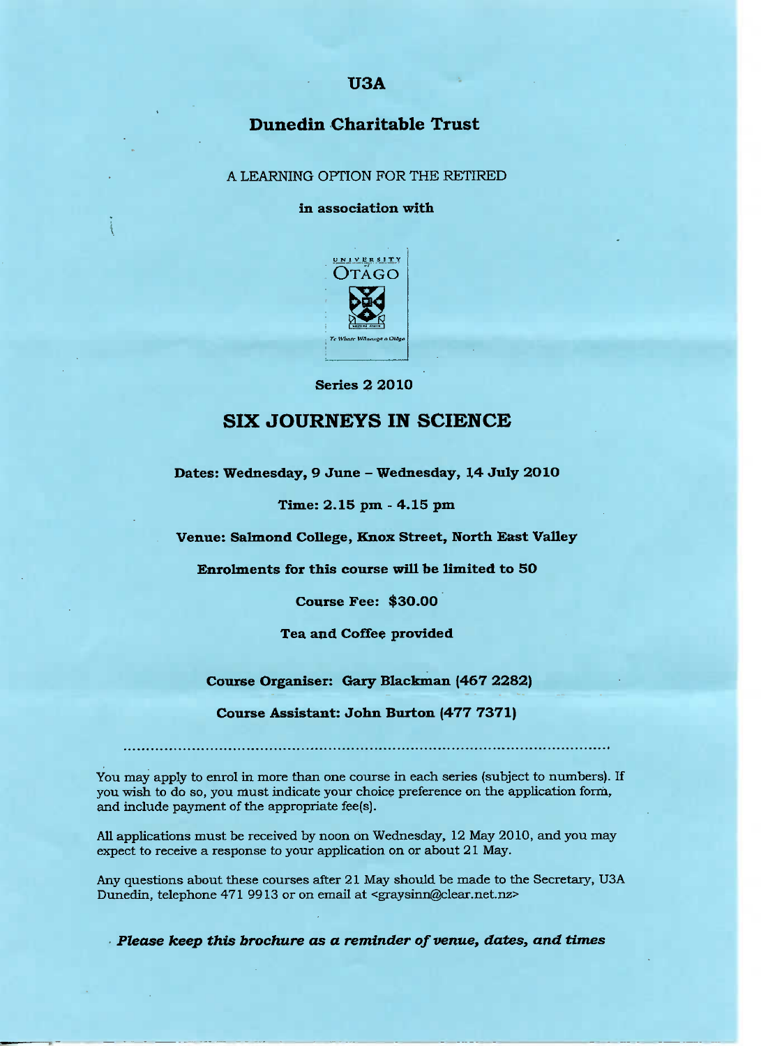# U3A

## Dunedin Charitable Trust

A LEARNING OPTION FOR THE RETIRED

**in association with**

UNIVERSITY of OTAGO

Te Whare Wānanga o Otāgo

**Series 2 2010**

# SIX JOURNEYS IN SCIENCE

**Dates: Wednesday, 9 June – Wednesday, 14 July 2010**

**Time: 2.15 pm - 4.15 pm**

**Venue: Salmond College, Knox Street, North East Valley**

**Enrolments for this course will be limited to 50**

**Course Fee: $30.00**

**Tea and Coffee provided**

**Course Organiser: Gary Blackman (467 2282)**

**Course Assistant: John Burton (477 7371)**

---

You may apply to enrol in more than one course in each series (subject to numbers). If you wish to do so, you must indicate your choice preference on the application form, and include payment of the appropriate fee(s).

All applications must be received by noon on Wednesday, 12 May 2010, and you may expect to receive a response to your application on or about 21 May.

Any questions about these courses after 21 May should be made to the Secretary, U3A Dunedin, telephone 471 9913 or on email at <graysinn@clear.net.nz>

***Please keep this brochure as a reminder of venue, dates, and times***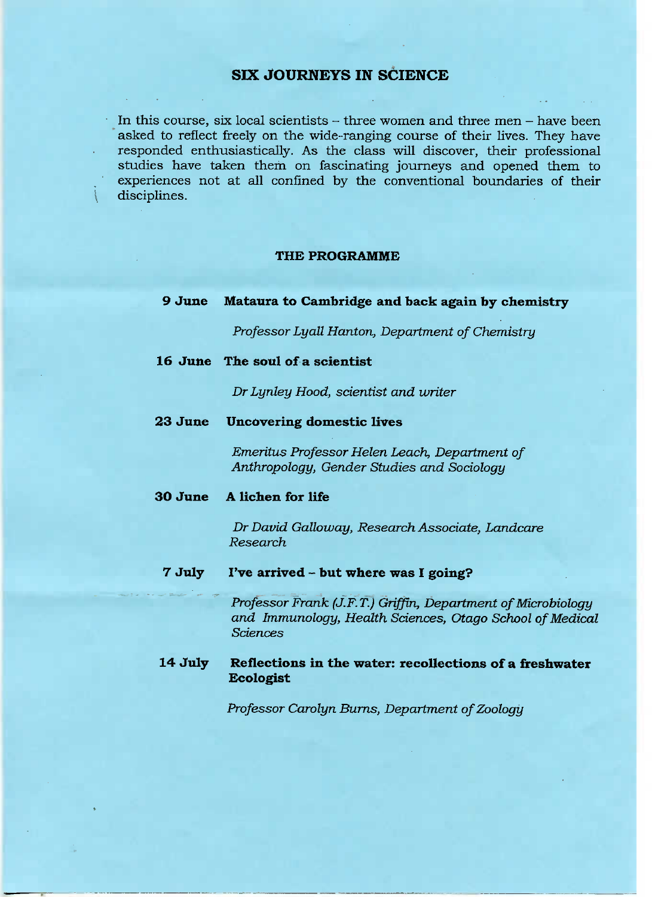# SIX JOURNEYS IN SCIENCE

In this course, six local scientists – three women and three men – have been asked to reflect freely on the wide-ranging course of their lives. They have responded enthusiastically. As the class will discover, their professional studies have taken them on fascinating journeys and opened them to experiences not at all confined by the conventional boundaries of their disciplines.

## THE PROGRAMME

**9 June** **Mataura to Cambridge and back again by chemistry**

*Professor Lyall Hanton, Department of Chemistry*

**16 June** **The soul of a scientist**

*Dr Lynley Hood, scientist and writer*

**23 June** **Uncovering domestic lives**

*Emeritus Professor Helen Leach, Department of Anthropology, Gender Studies and Sociology*

**30 June** **A lichen for life**

*Dr David Galloway, Research Associate, Landcare Research*

**7 July** **I've arrived – but where was I going?**

*Professor Frank (J.F.T.) Griffin, Department of Microbiology and Immunology, Health Sciences, Otago School of Medical Sciences*

**14 July** **Reflections in the water: recollections of a freshwater Ecologist**

*Professor Carolyn Burns, Department of Zoology*